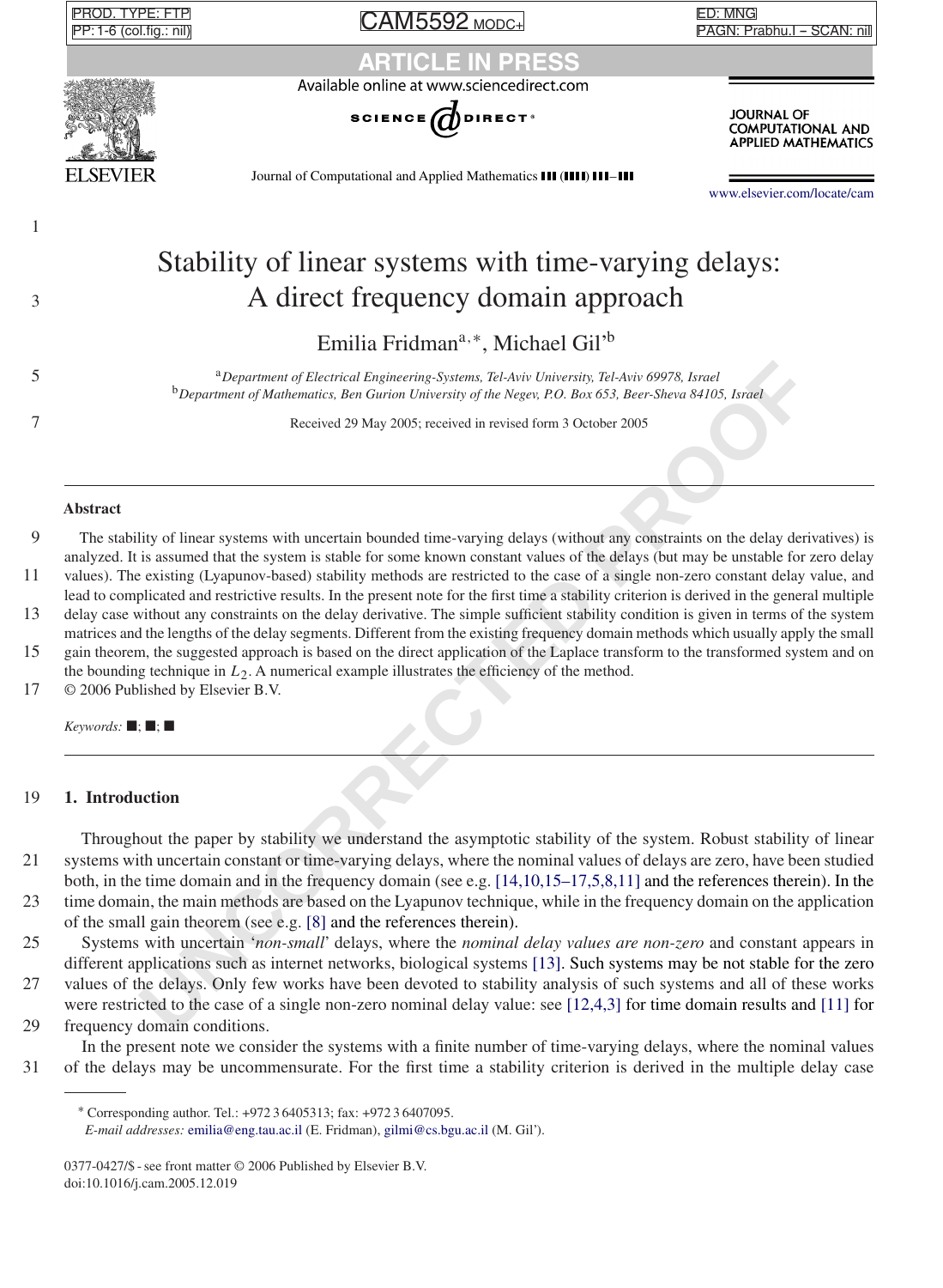# Stability of linear systems with time-varying delays: A direct frequency domain approach

Emilia Fridman[a,*], Michael Gil'[b]

[a] *Department of Electrical Engineering-Systems, Tel-Aviv University, Tel-Aviv 69978, Israel*

[b] *Department of Mathematics, Ben Gurion University of the Negev, P.O. Box 653, Beer-Sheva 84105, Israel*

Received 29 May 2005; received in revised form 3 October 2005

## Abstract

The stability of linear systems with uncertain bounded time-varying delays (without any constraints on the delay derivatives) is analyzed. It is assumed that the system is stable for some known constant values of the delays (but may be unstable for zero delay values). The existing (Lyapunov-based) stability methods are restricted to the case of a single non-zero constant delay value, and lead to complicated and restrictive results. In the present note for the first time a stability criterion is derived in the general multiple delay case without any constraints on the delay derivative. The simple sufficient stability condition is given in terms of the system matrices and the lengths of the delay segments. Different from the existing frequency domain methods which usually apply the small gain theorem, the suggested approach is based on the direct application of the Laplace transform to the transformed system and on the bounding technique in $L_2$. A numerical example illustrates the efficiency of the method.

© 2006 Published by Elsevier B.V.

*Keywords:* ■; ■; ■

## 1. Introduction

Throughout the paper by stability we understand the asymptotic stability of the system. Robust stability of linear systems with uncertain constant or time-varying delays, where the nominal values of delays are zero, have been studied both, in the time domain and in the frequency domain (see e.g. [14,10,15–17,5,8,11] and the references therein). In the time domain, the main methods are based on the Lyapunov technique, while in the frequency domain on the application of the small gain theorem (see e.g. [8] and the references therein).

Systems with uncertain '*non-small*' delays, where the *nominal delay values are non-zero* and constant appears in different applications such as internet networks, biological systems [13]. Such systems may be not stable for the zero values of the delays. Only few works have been devoted to stability analysis of such systems and all of these works were restricted to the case of a single non-zero nominal delay value: see [12,4,3] for time domain results and [11] for frequency domain conditions.

In the present note we consider the systems with a finite number of time-varying delays, where the nominal values of the delays may be uncommensurate. For the first time a stability criterion is derived in the multiple delay case

---

* Corresponding author. Tel.: +972 3 6405313; fax: +972 3 6407095.

*E-mail addresses:* emilia@eng.tau.ac.il (E. Fridman), gilmi@cs.bgu.ac.il (M. Gil').

0377-0427/$ - see front matter © 2006 Published by Elsevier B.V.
doi:10.1016/j.cam.2005.12.019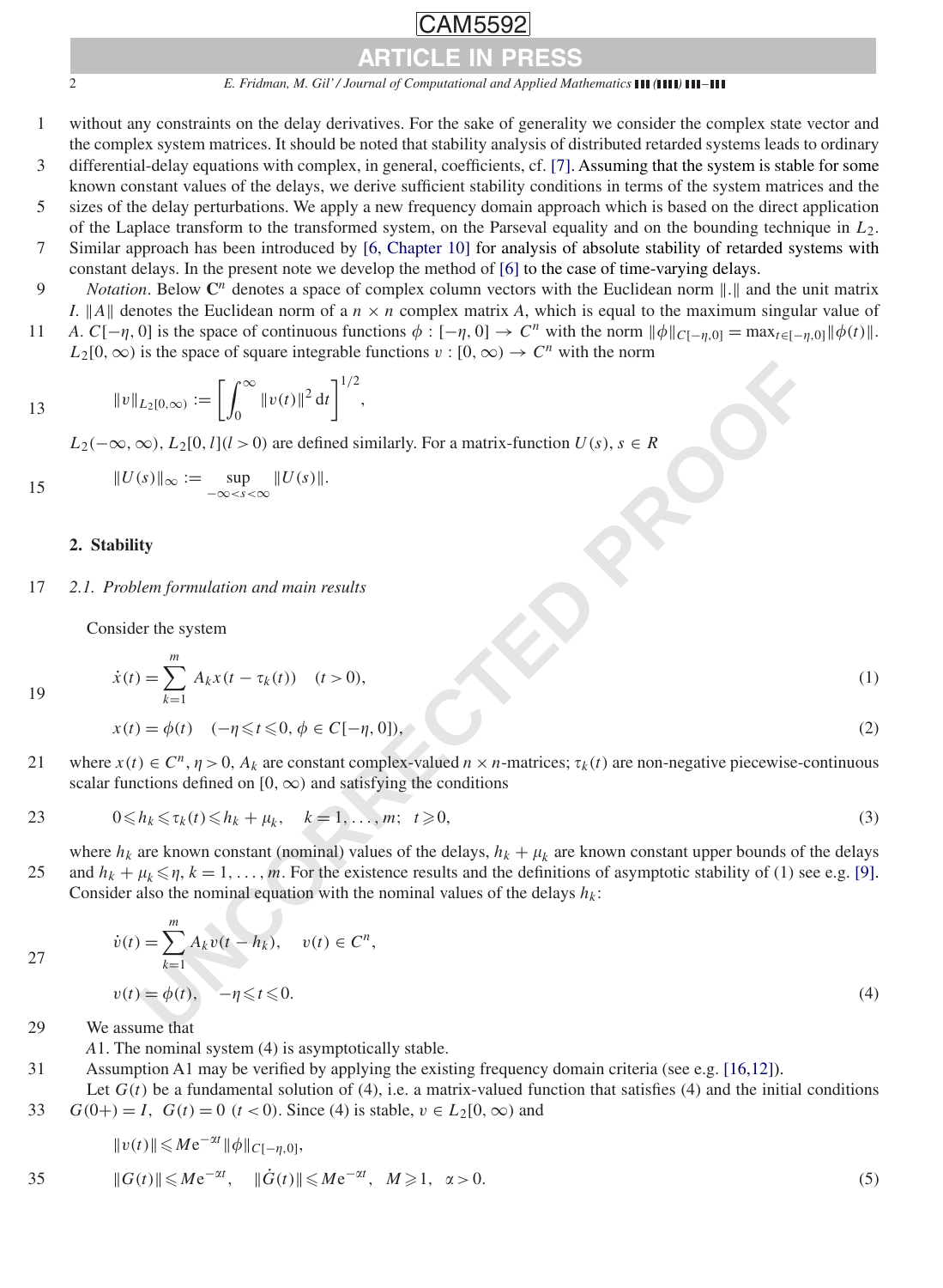without any constraints on the delay derivatives. For the sake of generality we consider the complex state vector and the complex system matrices. It should be noted that stability analysis of distributed retarded systems leads to ordinary differential-delay equations with complex, in general, coefficients, cf. [7]. Assuming that the system is stable for some known constant values of the delays, we derive sufficient stability conditions in terms of the system matrices and the sizes of the delay perturbations. We apply a new frequency domain approach which is based on the direct application of the Laplace transform to the transformed system, on the Parseval equality and on the bounding technique in $L_2$. Similar approach has been introduced by [6, Chapter 10] for analysis of absolute stability of retarded systems with constant delays. In the present note we develop the method of [6] to the case of time-varying delays.

*Notation*. Below $\mathbf{C}^n$ denotes a space of complex column vectors with the Euclidean norm $\|.\|$ and the unit matrix $I$. $\|A\|$ denotes the Euclidean norm of a $n \times n$ complex matrix $A$, which is equal to the maximum singular value of $A$. $C[-\eta, 0]$ is the space of continuous functions $\phi : [-\eta, 0] \to C^n$ with the norm $\|\phi\|_{C[-\eta,0]} = \max_{t\in[-\eta,0]}\|\phi(t)\|$. $L_2[0,\infty)$ is the space of square integrable functions $v : [0,\infty) \to C^n$ with the norm

$$\|v\|_{L_2[0,\infty)} := \left[\int_0^\infty \|v(t)\|^2 \,\mathrm{d}t\right]^{1/2},$$

$L_2(-\infty,\infty)$, $L_2[0,l](l>0)$ are defined similarly. For a matrix-function $U(s)$, $s \in R$

$$\|U(s)\|_\infty := \sup_{-\infty<s<\infty} \|U(s)\|.$$

## 2. Stability

### 2.1. Problem formulation and main results

Consider the system

$$\dot{x}(t) = \sum_{k=1}^{m} A_k x(t - \tau_k(t)) \quad (t > 0), \tag{1}$$

$$x(t) = \phi(t) \quad (-\eta \leqslant t \leqslant 0, \phi \in C[-\eta, 0]), \tag{2}$$

where $x(t) \in C^n$, $\eta > 0$, $A_k$ are constant complex-valued $n \times n$-matrices; $\tau_k(t)$ are non-negative piecewise-continuous scalar functions defined on $[0,\infty)$ and satisfying the conditions

$$0 \leqslant h_k \leqslant \tau_k(t) \leqslant h_k + \mu_k, \quad k = 1, \ldots, m; \quad t \geqslant 0, \tag{3}$$

where $h_k$ are known constant (nominal) values of the delays, $h_k + \mu_k$ are known constant upper bounds of the delays and $h_k + \mu_k \leqslant \eta$, $k = 1, \ldots, m$. For the existence results and the definitions of asymptotic stability of (1) see e.g. [9]. Consider also the nominal equation with the nominal values of the delays $h_k$:

$$\dot{v}(t) = \sum_{k=1}^{m} A_k v(t - h_k), \quad v(t) \in C^n,$$

$$v(t) = \phi(t), \quad -\eta \leqslant t \leqslant 0. \tag{4}$$

We assume that

*A*1. The nominal system (4) is asymptotically stable.

Assumption A1 may be verified by applying the existing frequency domain criteria (see e.g. [16,12]).

Let $G(t)$ be a fundamental solution of (4), i.e. a matrix-valued function that satisfies (4) and the initial conditions $G(0+) = I$, $G(t) = 0$ $(t < 0)$. Since (4) is stable, $v \in L_2[0,\infty)$ and

$$\|v(t)\| \leqslant M\mathrm{e}^{-\alpha t}\|\phi\|_{C[-\eta,0]},$$

$$\|G(t)\| \leqslant M\mathrm{e}^{-\alpha t}, \quad \|\dot{G}(t)\| \leqslant M\mathrm{e}^{-\alpha t}, \quad M \geqslant 1, \quad \alpha > 0. \tag{5}$$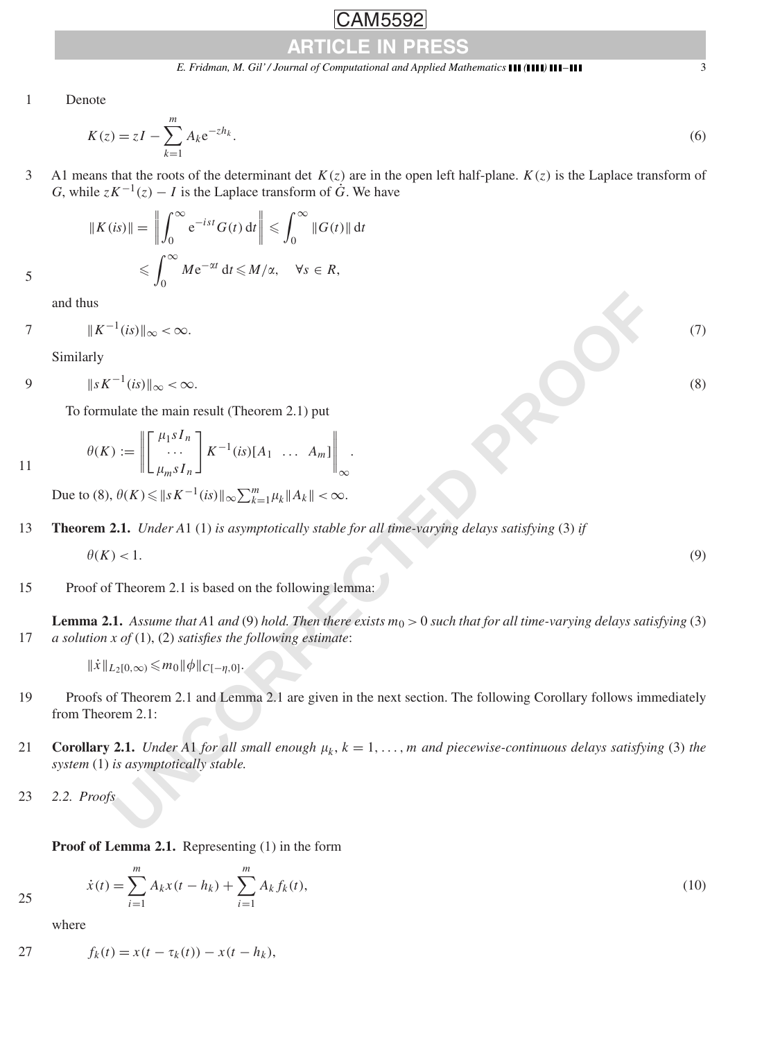Denote

$$K(z) = zI - \sum_{k=1}^{m} A_k e^{-zh_k}. \tag{6}$$

A1 means that the roots of the determinant det $K(z)$ are in the open left half-plane. $K(z)$ is the Laplace transform of $G$, while $zK^{-1}(z) - I$ is the Laplace transform of $\dot{G}$. We have

$$\|K(is)\| = \left\| \int_0^\infty e^{-ist} G(t)\,dt \right\| \leqslant \int_0^\infty \|G(t)\|\,dt$$
$$\leqslant \int_0^\infty M e^{-\alpha t}\,dt \leqslant M/\alpha, \quad \forall s \in R,$$

and thus

$$\|K^{-1}(is)\|_\infty < \infty. \tag{7}$$

Similarly

$$\|sK^{-1}(is)\|_\infty < \infty. \tag{8}$$

To formulate the main result (Theorem 2.1) put

$$\theta(K) := \left\| \begin{bmatrix} \mu_1 s I_n \\ \cdots \\ \mu_m s I_n \end{bmatrix} K^{-1}(is)[A_1 \ \ \ldots \ \ A_m] \right\|_\infty.$$

Due to (8), $\theta(K) \leqslant \|sK^{-1}(is)\|_\infty \sum_{k=1}^m \mu_k \|A_k\| < \infty$.

**Theorem 2.1.** *Under A1 (1) is asymptotically stable for all time-varying delays satisfying (3) if*

$$\theta(K) < 1. \tag{9}$$

Proof of Theorem 2.1 is based on the following lemma:

**Lemma 2.1.** *Assume that A1 and (9) hold. Then there exists $m_0 > 0$ such that for all time-varying delays satisfying (3) a solution $x$ of (1), (2) satisfies the following estimate*:

$$\|\dot{x}\|_{L_2[0,\infty)} \leqslant m_0 \|\phi\|_{C[-\eta,0]}.$$

Proofs of Theorem 2.1 and Lemma 2.1 are given in the next section. The following Corollary follows immediately from Theorem 2.1:

**Corollary 2.1.** *Under A1 for all small enough $\mu_k$, $k = 1, \ldots, m$ and piecewise-continuous delays satisfying (3) the system (1) is asymptotically stable.*

### 2.2. Proofs

**Proof of Lemma 2.1.** Representing (1) in the form

$$\dot{x}(t) = \sum_{i=1}^{m} A_k x(t - h_k) + \sum_{i=1}^{m} A_k f_k(t), \tag{10}$$

where

$$f_k(t) = x(t - \tau_k(t)) - x(t - h_k),$$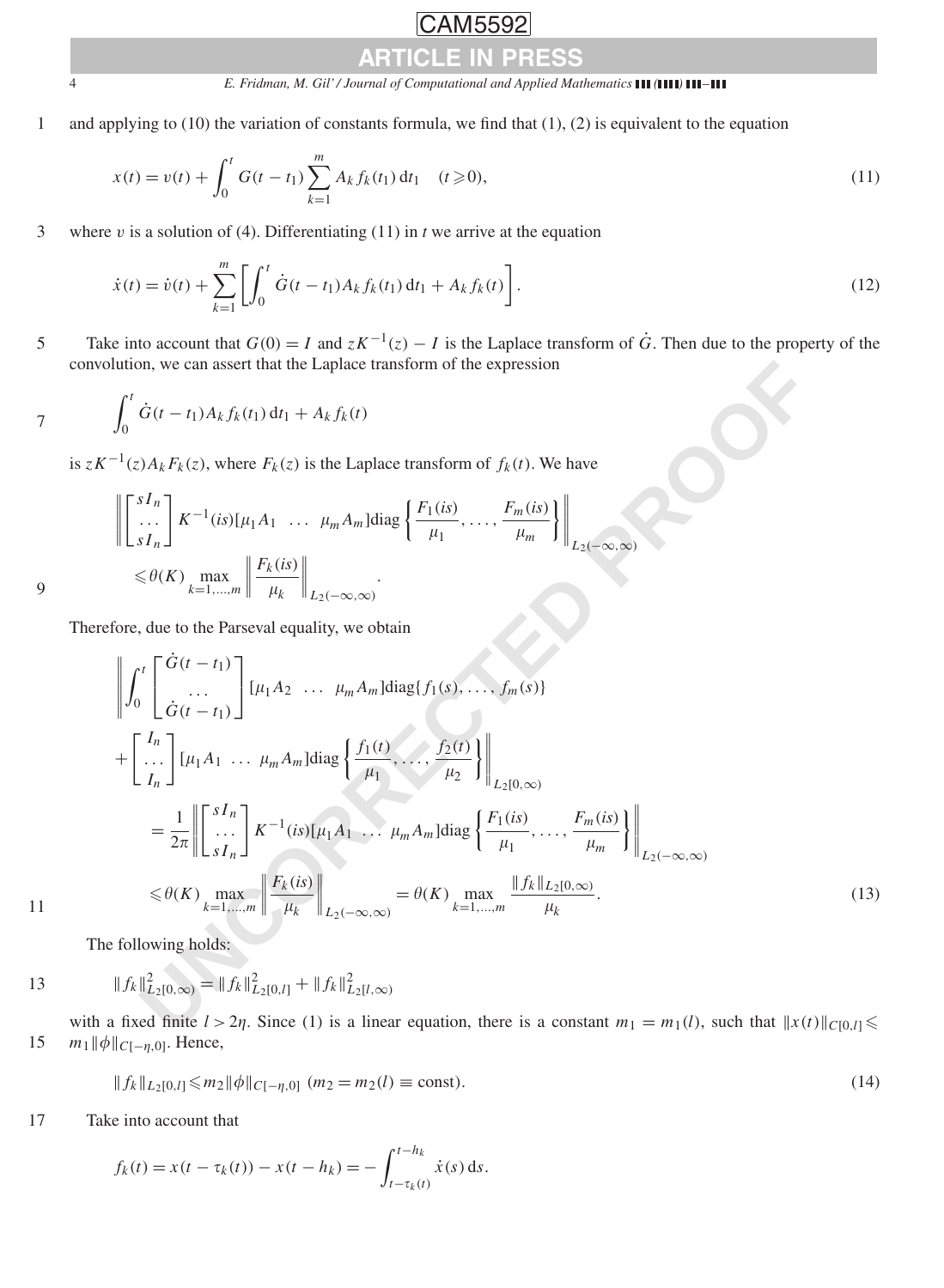and applying to (10) the variation of constants formula, we find that (1), (2) is equivalent to the equation

$$x(t) = v(t) + \int_0^t G(t - t_1) \sum_{k=1}^{m} A_k f_k(t_1)\, \mathrm{d}t_1 \quad (t \geqslant 0), \tag{11}$$

where $v$ is a solution of (4). Differentiating (11) in $t$ we arrive at the equation

$$\dot{x}(t) = \dot{v}(t) + \sum_{k=1}^{m} \left[ \int_0^t \dot{G}(t - t_1) A_k f_k(t_1)\, \mathrm{d}t_1 + A_k f_k(t) \right]. \tag{12}$$

Take into account that $G(0) = I$ and $zK^{-1}(z) - I$ is the Laplace transform of $\dot{G}$. Then due to the property of the convolution, we can assert that the Laplace transform of the expression

$$\int_0^t \dot{G}(t - t_1) A_k f_k(t_1)\, \mathrm{d}t_1 + A_k f_k(t)$$

is $zK^{-1}(z) A_k F_k(z)$, where $F_k(z)$ is the Laplace transform of $f_k(t)$. We have

$$\begin{aligned}
&\left\| \begin{bmatrix} sI_n \\ \dots \\ sI_n \end{bmatrix} K^{-1}(is) [\mu_1 A_1 \ \ \dots \ \ \mu_m A_m] \mathrm{diag} \left\{ \frac{F_1(is)}{\mu_1}, \dots, \frac{F_m(is)}{\mu_m} \right\} \right\|_{L_2(-\infty,\infty)} \\
&\quad \leqslant \theta(K) \max_{k=1,\dots,m} \left\| \frac{F_k(is)}{\mu_k} \right\|_{L_2(-\infty,\infty)}.
\end{aligned}$$

Therefore, due to the Parseval equality, we obtain

$$\begin{aligned}
&\left\| \int_0^t \begin{bmatrix} \dot{G}(t - t_1) \\ \dots \\ \dot{G}(t - t_1) \end{bmatrix} [\mu_1 A_2 \ \ \dots \ \ \mu_m A_m] \mathrm{diag}\{ f_1(s), \dots, f_m(s) \} \right. \\
&\quad \left. + \begin{bmatrix} I_n \\ \dots \\ I_n \end{bmatrix} [\mu_1 A_1 \ \ \dots \ \ \mu_m A_m] \mathrm{diag} \left\{ \frac{f_1(t)}{\mu_1}, \dots, \frac{f_2(t)}{\mu_2} \right\} \right\|_{L_2[0,\infty)} \\
&\quad = \frac{1}{2\pi} \left\| \begin{bmatrix} sI_n \\ \dots \\ sI_n \end{bmatrix} K^{-1}(is) [\mu_1 A_1 \ \ \dots \ \ \mu_m A_m] \mathrm{diag} \left\{ \frac{F_1(is)}{\mu_1}, \dots, \frac{F_m(is)}{\mu_m} \right\} \right\|_{L_2(-\infty,\infty)} \\
&\quad \leqslant \theta(K) \max_{k=1,\dots,m} \left\| \frac{F_k(is)}{\mu_k} \right\|_{L_2(-\infty,\infty)} = \theta(K) \max_{k=1,\dots,m} \frac{\| f_k \|_{L_2[0,\infty)}}{\mu_k}.
\end{aligned} \tag{13}$$

The following holds:

$$\| f_k \|^2_{L_2[0,\infty)} = \| f_k \|^2_{L_2[0,l]} + \| f_k \|^2_{L_2[l,\infty)}$$

with a fixed finite $l > 2\eta$. Since (1) is a linear equation, there is a constant $m_1 = m_1(l)$, such that $\|x(t)\|_{C[0,l]} \leqslant m_1 \|\phi\|_{C[-\eta,0]}$. Hence,

$$\| f_k \|_{L_2[0,l]} \leqslant m_2 \|\phi\|_{C[-\eta,0]} \ (m_2 = m_2(l) \equiv \mathrm{const}). \tag{14}$$

Take into account that

$$f_k(t) = x(t - \tau_k(t)) - x(t - h_k) = -\int_{t-\tau_k(t)}^{t-h_k} \dot{x}(s)\, \mathrm{d}s.$$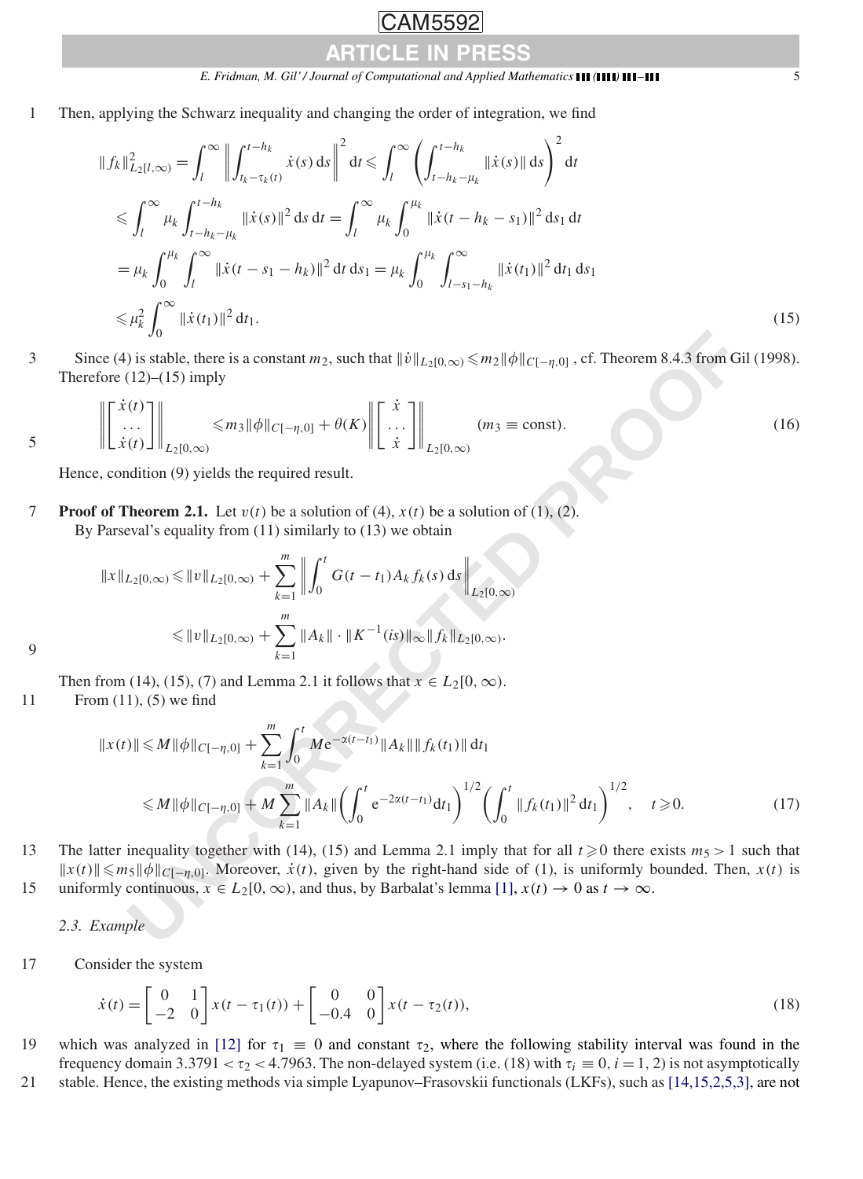Then, applying the Schwarz inequality and changing the order of integration, we find

$$
\begin{aligned}
\| f_k\|^2_{L_2[l,\infty)} &= \int_l^\infty \left\| \int_{t_k-\tau_k(t)}^{t-h_k} \dot{x}(s)\,\mathrm{d}s \right\|^2 \mathrm{d}t \leqslant \int_l^\infty \left( \int_{t-h_k-\mu_k}^{t-h_k} \|\dot{x}(s)\|\,\mathrm{d}s \right)^2 \mathrm{d}t \\
&\leqslant \int_l^\infty \mu_k \int_{t-h_k-\mu_k}^{t-h_k} \|\dot{x}(s)\|^2\,\mathrm{d}s\,\mathrm{d}t = \int_l^\infty \mu_k \int_0^{\mu_k} \|\dot{x}(t-h_k-s_1)\|^2\,\mathrm{d}s_1\,\mathrm{d}t \\
&= \mu_k \int_0^{\mu_k} \int_l^\infty \|\dot{x}(t-s_1-h_k)\|^2\,\mathrm{d}t\,\mathrm{d}s_1 = \mu_k \int_0^{\mu_k} \int_{l-s_1-h_k}^\infty \|\dot{x}(t_1)\|^2\,\mathrm{d}t_1\,\mathrm{d}s_1 \\
&\leqslant \mu_k^2 \int_0^\infty \|\dot{x}(t_1)\|^2\,\mathrm{d}t_1.
\end{aligned} \tag{15}
$$

Since (4) is stable, there is a constant $m_2$, such that $\|\dot{v}\|_{L_2[0,\infty)} \leqslant m_2 \|\phi\|_{C[-\eta,0]}$, cf. Theorem 8.4.3 from Gil (1998). Therefore (12)–(15) imply

$$
\left\| \begin{bmatrix} \dot{x}(t) \\ \dots \\ \dot{x}(t) \end{bmatrix} \right\|_{L_2[0,\infty)} \leqslant m_3 \|\phi\|_{C[-\eta,0]} + \theta(K) \left\| \begin{bmatrix} \dot{x} \\ \dots \\ \dot{x} \end{bmatrix} \right\|_{L_2[0,\infty)} \quad (m_3 \equiv \text{const}). \tag{16}
$$

Hence, condition (9) yields the required result.

**Proof of Theorem 2.1.** Let $v(t)$ be a solution of (4), $x(t)$ be a solution of (1), (2).

By Parseval's equality from (11) similarly to (13) we obtain

$$
\begin{aligned}
\|x\|_{L_2[0,\infty)} &\leqslant \|v\|_{L_2[0,\infty)} + \sum_{k=1}^m \left\| \int_0^t G(t-t_1) A_k f_k(s)\,\mathrm{d}s \right\|_{L_2[0,\infty)} \\
&\leqslant \|v\|_{L_2[0,\infty)} + \sum_{k=1}^m \|A_k\| \cdot \|K^{-1}(is)\|_\infty \| f_k\|_{L_2[0,\infty)}.
\end{aligned}
$$

Then from (14), (15), (7) and Lemma 2.1 it follows that $x \in L_2[0,\infty)$.

From (11), (5) we find

$$
\begin{aligned}
\|x(t)\| &\leqslant M\|\phi\|_{C[-\eta,0]} + \sum_{k=1}^m \int_0^t M \mathrm{e}^{-\alpha(t-t_1)} \|A_k\| \| f_k(t_1)\|\,\mathrm{d}t_1 \\
&\leqslant M\|\phi\|_{C[-\eta,0]} + M \sum_{k=1}^m \|A_k\| \left( \int_0^t \mathrm{e}^{-2\alpha(t-t_1)}\mathrm{d}t_1 \right)^{1/2} \left( \int_0^t \| f_k(t_1)\|^2\,\mathrm{d}t_1 \right)^{1/2}, \quad t \geqslant 0.
\end{aligned} \tag{17}
$$

The latter inequality together with (14), (15) and Lemma 2.1 imply that for all $t \geqslant 0$ there exists $m_5 > 1$ such that $\|x(t)\| \leqslant m_5 \|\phi\|_{C[-\eta,0]}$. Moreover, $\dot{x}(t)$, given by the right-hand side of (1), is uniformly bounded. Then, $x(t)$ is uniformly continuous, $x \in L_2[0,\infty)$, and thus, by Barbalat's lemma [1], $x(t) \to 0$ as $t \to \infty$.

### 2.3. Example

Consider the system

$$
\dot{x}(t) = \begin{bmatrix} 0 & 1 \\ -2 & 0 \end{bmatrix} x(t-\tau_1(t)) + \begin{bmatrix} 0 & 0 \\ -0.4 & 0 \end{bmatrix} x(t-\tau_2(t)), \tag{18}
$$

which was analyzed in [12] for $\tau_1 \equiv 0$ and constant $\tau_2$, where the following stability interval was found in the frequency domain $3.3791 < \tau_2 < 4.7963$. The non-delayed system (i.e. (18) with $\tau_i \equiv 0$, $i = 1, 2$) is not asymptotically stable. Hence, the existing methods via simple Lyapunov–Frasovskii functionals (LKFs), such as [14,15,2,5,3], are not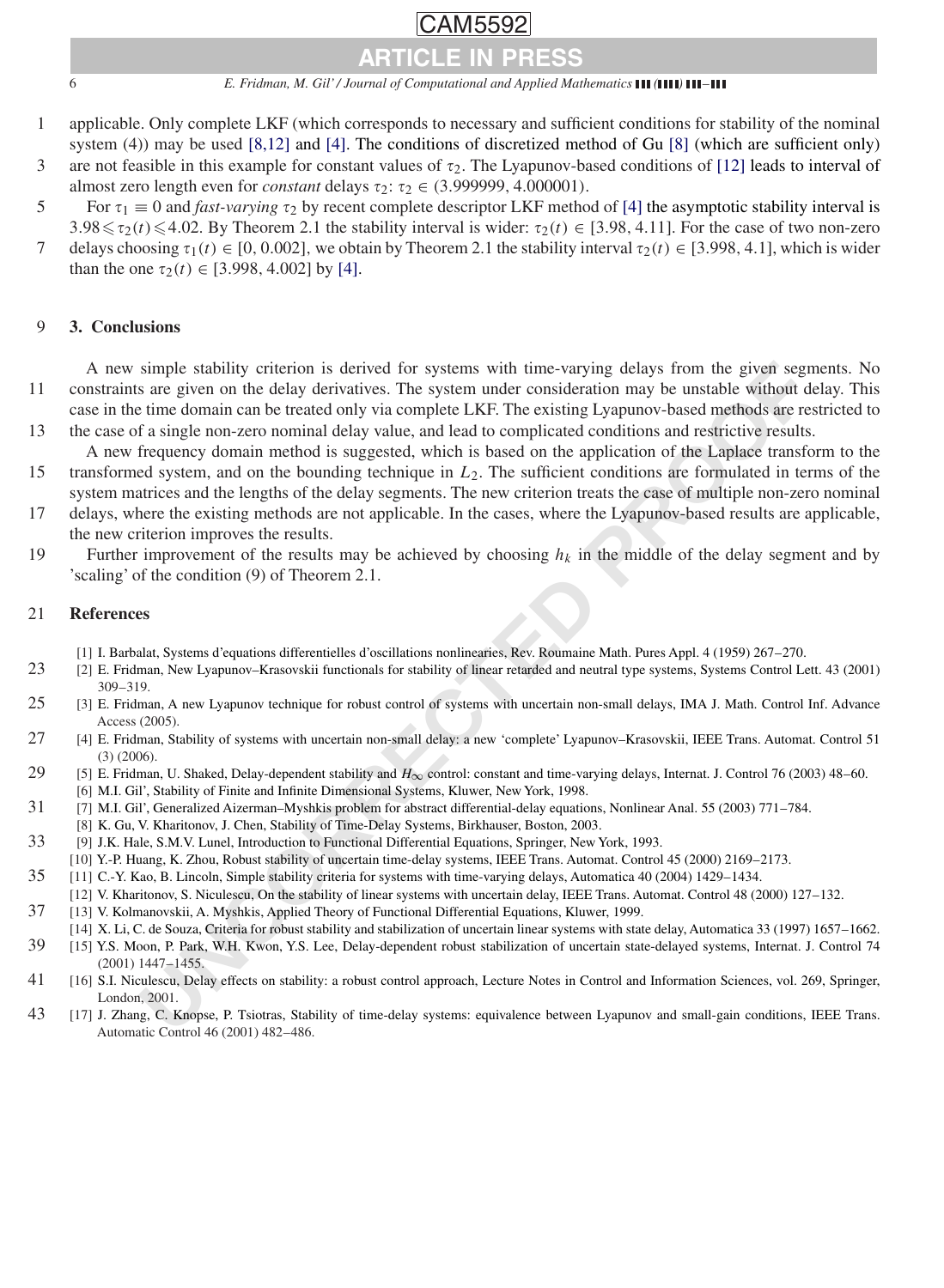applicable. Only complete LKF (which corresponds to necessary and sufficient conditions for stability of the nominal system (4)) may be used [8,12] and [4]. The conditions of discretized method of Gu [8] (which are sufficient only) are not feasible in this example for constant values of $\tau_2$. The Lyapunov-based conditions of [12] leads to interval of almost zero length even for *constant* delays $\tau_2$: $\tau_2 \in (3.999999, 4.000001)$.

For $\tau_1 \equiv 0$ and *fast-varying* $\tau_2$ by recent complete descriptor LKF method of [4] the asymptotic stability interval is $3.98 \leqslant \tau_2(t) \leqslant 4.02$. By Theorem 2.1 the stability interval is wider: $\tau_2(t) \in [3.98, 4.11]$. For the case of two non-zero delays choosing $\tau_1(t) \in [0, 0.002]$, we obtain by Theorem 2.1 the stability interval $\tau_2(t) \in [3.998, 4.1]$, which is wider than the one $\tau_2(t) \in [3.998, 4.002]$ by [4].

## 3. Conclusions

A new simple stability criterion is derived for systems with time-varying delays from the given segments. No constraints are given on the delay derivatives. The system under consideration may be unstable without delay. This case in the time domain can be treated only via complete LKF. The existing Lyapunov-based methods are restricted to the case of a single non-zero nominal delay value, and lead to complicated conditions and restrictive results.

A new frequency domain method is suggested, which is based on the application of the Laplace transform to the transformed system, and on the bounding technique in $L_2$. The sufficient conditions are formulated in terms of the system matrices and the lengths of the delay segments. The new criterion treats the case of multiple non-zero nominal delays, where the existing methods are not applicable. In the cases, where the Lyapunov-based results are applicable, the new criterion improves the results.

Further improvement of the results may be achieved by choosing $h_k$ in the middle of the delay segment and by 'scaling' of the condition (9) of Theorem 2.1.

## References

[1] I. Barbalat, Systems d'equations differentielles d'oscillations nonlinearies, Rev. Roumaine Math. Pures Appl. 4 (1959) 267–270.

[2] E. Fridman, New Lyapunov–Krasovskii functionals for stability of linear retarded and neutral type systems, Systems Control Lett. 43 (2001) 309–319.

[3] E. Fridman, A new Lyapunov technique for robust control of systems with uncertain non-small delays, IMA J. Math. Control Inf. Advance Access (2005).

[4] E. Fridman, Stability of systems with uncertain non-small delay: a new 'complete' Lyapunov–Krasovskii, IEEE Trans. Automat. Control 51 (3) (2006).

[5] E. Fridman, U. Shaked, Delay-dependent stability and $H_\infty$ control: constant and time-varying delays, Internat. J. Control 76 (2003) 48–60.

[6] M.I. Gil', Stability of Finite and Infinite Dimensional Systems, Kluwer, New York, 1998.

[7] M.I. Gil', Generalized Aizerman–Myshkis problem for abstract differential-delay equations, Nonlinear Anal. 55 (2003) 771–784.

[8] K. Gu, V. Kharitonov, J. Chen, Stability of Time-Delay Systems, Birkhauser, Boston, 2003.

[9] J.K. Hale, S.M.V. Lunel, Introduction to Functional Differential Equations, Springer, New York, 1993.

[10] Y.-P. Huang, K. Zhou, Robust stability of uncertain time-delay systems, IEEE Trans. Automat. Control 45 (2000) 2169–2173.

[11] C.-Y. Kao, B. Lincoln, Simple stability criteria for systems with time-varying delays, Automatica 40 (2004) 1429–1434.

[12] V. Kharitonov, S. Niculescu, On the stability of linear systems with uncertain delay, IEEE Trans. Automat. Control 48 (2000) 127–132.

[13] V. Kolmanovskii, A. Myshkis, Applied Theory of Functional Differential Equations, Kluwer, 1999.

[14] X. Li, C. de Souza, Criteria for robust stability and stabilization of uncertain linear systems with state delay, Automatica 33 (1997) 1657–1662.

[15] Y.S. Moon, P. Park, W.H. Kwon, Y.S. Lee, Delay-dependent robust stabilization of uncertain state-delayed systems, Internat. J. Control 74 (2001) 1447–1455.

[16] S.I. Niculescu, Delay effects on stability: a robust control approach, Lecture Notes in Control and Information Sciences, vol. 269, Springer, London, 2001.

[17] J. Zhang, C. Knopse, P. Tsiotras, Stability of time-delay systems: equivalence between Lyapunov and small-gain conditions, IEEE Trans. Automatic Control 46 (2001) 482–486.